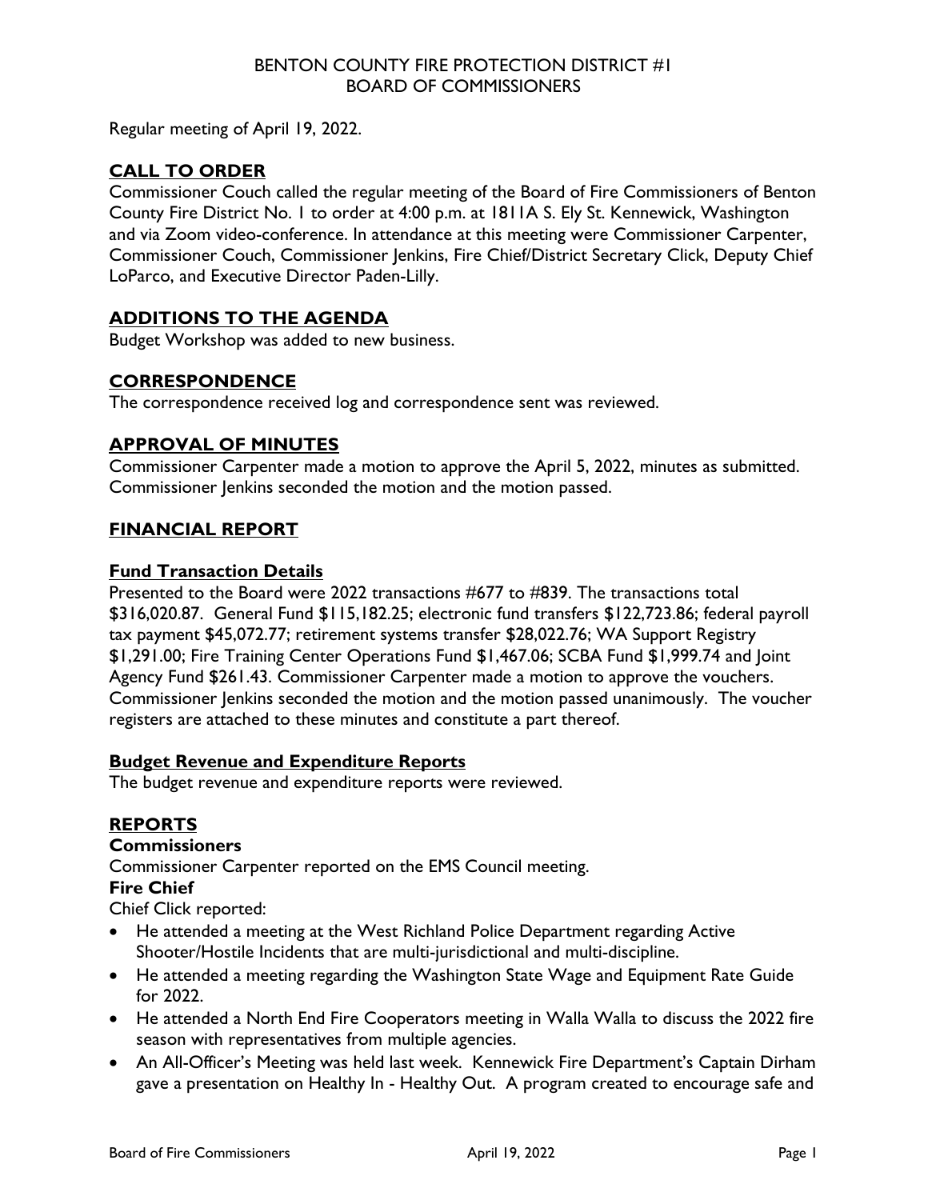# BENTON COUNTY FIRE PROTECTION DISTRICT #1
# BOARD OF COMMISSIONERS

Regular meeting of April 19, 2022.

## CALL TO ORDER

Commissioner Couch called the regular meeting of the Board of Fire Commissioners of Benton County Fire District No. 1 to order at 4:00 p.m. at 1811A S. Ely St. Kennewick, Washington and via Zoom video-conference. In attendance at this meeting were Commissioner Carpenter, Commissioner Couch, Commissioner Jenkins, Fire Chief/District Secretary Click, Deputy Chief LoParco, and Executive Director Paden-Lilly.

## ADDITIONS TO THE AGENDA

Budget Workshop was added to new business.

## CORRESPONDENCE

The correspondence received log and correspondence sent was reviewed.

## APPROVAL OF MINUTES

Commissioner Carpenter made a motion to approve the April 5, 2022, minutes as submitted. Commissioner Jenkins seconded the motion and the motion passed.

## FINANCIAL REPORT

### Fund Transaction Details

Presented to the Board were 2022 transactions #677 to #839. The transactions total $316,020.87. General Fund $115,182.25; electronic fund transfers $122,723.86; federal payroll tax payment $45,072.77; retirement systems transfer $28,022.76; WA Support Registry $1,291.00; Fire Training Center Operations Fund $1,467.06; SCBA Fund $1,999.74 and Joint Agency Fund $261.43. Commissioner Carpenter made a motion to approve the vouchers. Commissioner Jenkins seconded the motion and the motion passed unanimously. The voucher registers are attached to these minutes and constitute a part thereof.

### Budget Revenue and Expenditure Reports

The budget revenue and expenditure reports were reviewed.

## REPORTS

### Commissioners

Commissioner Carpenter reported on the EMS Council meeting.

### Fire Chief

Chief Click reported:

- He attended a meeting at the West Richland Police Department regarding Active Shooter/Hostile Incidents that are multi-jurisdictional and multi-discipline.
- He attended a meeting regarding the Washington State Wage and Equipment Rate Guide for 2022.
- He attended a North End Fire Cooperators meeting in Walla Walla to discuss the 2022 fire season with representatives from multiple agencies.
- An All-Officer's Meeting was held last week. Kennewick Fire Department's Captain Dirham gave a presentation on Healthy In - Healthy Out. A program created to encourage safe and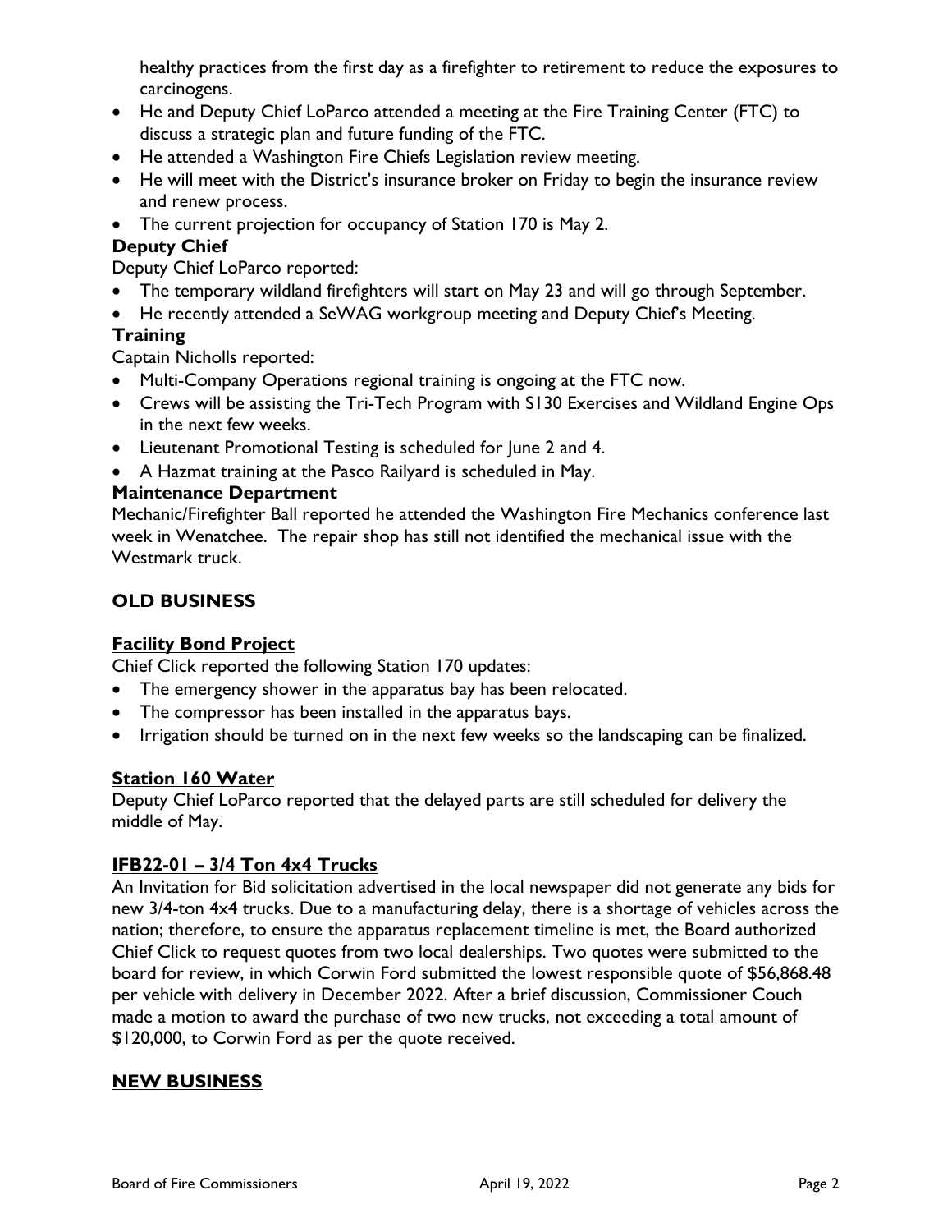healthy practices from the first day as a firefighter to retirement to reduce the exposures to carcinogens.

- He and Deputy Chief LoParco attended a meeting at the Fire Training Center (FTC) to discuss a strategic plan and future funding of the FTC.
- He attended a Washington Fire Chiefs Legislation review meeting.
- He will meet with the District's insurance broker on Friday to begin the insurance review and renew process.
- The current projection for occupancy of Station 170 is May 2.

**Deputy Chief**

Deputy Chief LoParco reported:

- The temporary wildland firefighters will start on May 23 and will go through September.
- He recently attended a SeWAG workgroup meeting and Deputy Chief's Meeting.

**Training**

Captain Nicholls reported:

- Multi-Company Operations regional training is ongoing at the FTC now.
- Crews will be assisting the Tri-Tech Program with S130 Exercises and Wildland Engine Ops in the next few weeks.
- Lieutenant Promotional Testing is scheduled for June 2 and 4.
- A Hazmat training at the Pasco Railyard is scheduled in May.

**Maintenance Department**

Mechanic/Firefighter Ball reported he attended the Washington Fire Mechanics conference last week in Wenatchee. The repair shop has still not identified the mechanical issue with the Westmark truck.

## OLD BUSINESS

### Facility Bond Project

Chief Click reported the following Station 170 updates:

- The emergency shower in the apparatus bay has been relocated.
- The compressor has been installed in the apparatus bays.
- Irrigation should be turned on in the next few weeks so the landscaping can be finalized.

### Station 160 Water

Deputy Chief LoParco reported that the delayed parts are still scheduled for delivery the middle of May.

### IFB22-01 – 3/4 Ton 4x4 Trucks

An Invitation for Bid solicitation advertised in the local newspaper did not generate any bids for new 3/4-ton 4x4 trucks. Due to a manufacturing delay, there is a shortage of vehicles across the nation; therefore, to ensure the apparatus replacement timeline is met, the Board authorized Chief Click to request quotes from two local dealerships. Two quotes were submitted to the board for review, in which Corwin Ford submitted the lowest responsible quote of $56,868.48 per vehicle with delivery in December 2022. After a brief discussion, Commissioner Couch made a motion to award the purchase of two new trucks, not exceeding a total amount of $120,000, to Corwin Ford as per the quote received.

## NEW BUSINESS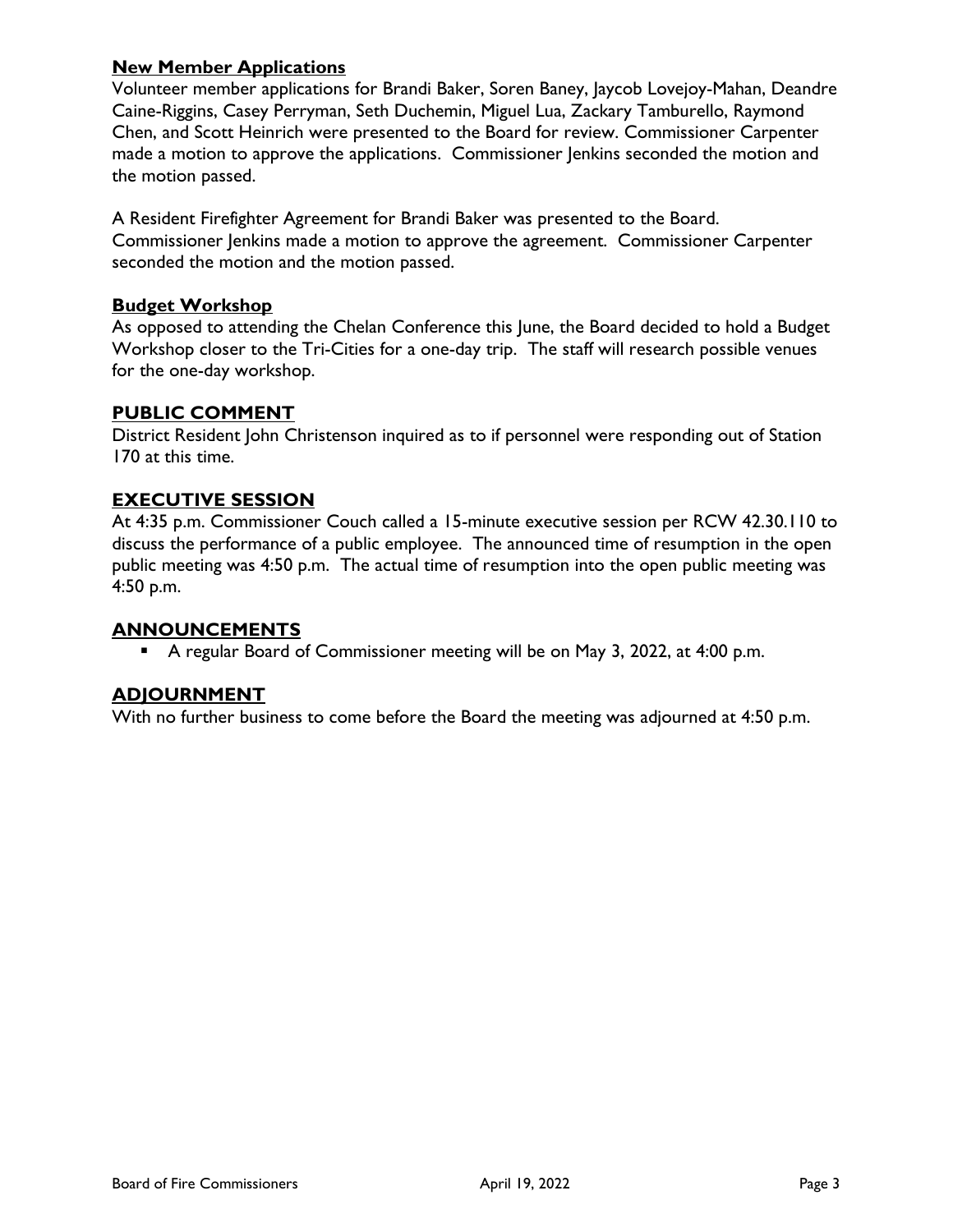**New Member Applications**

Volunteer member applications for Brandi Baker, Soren Baney, Jaycob Lovejoy-Mahan, Deandre Caine-Riggins, Casey Perryman, Seth Duchemin, Miguel Lua, Zackary Tamburello, Raymond Chen, and Scott Heinrich were presented to the Board for review. Commissioner Carpenter made a motion to approve the applications. Commissioner Jenkins seconded the motion and the motion passed.

A Resident Firefighter Agreement for Brandi Baker was presented to the Board. Commissioner Jenkins made a motion to approve the agreement. Commissioner Carpenter seconded the motion and the motion passed.

**Budget Workshop**

As opposed to attending the Chelan Conference this June, the Board decided to hold a Budget Workshop closer to the Tri-Cities for a one-day trip. The staff will research possible venues for the one-day workshop.

## PUBLIC COMMENT

District Resident John Christenson inquired as to if personnel were responding out of Station 170 at this time.

## EXECUTIVE SESSION

At 4:35 p.m. Commissioner Couch called a 15-minute executive session per RCW 42.30.110 to discuss the performance of a public employee. The announced time of resumption in the open public meeting was 4:50 p.m. The actual time of resumption into the open public meeting was 4:50 p.m.

## ANNOUNCEMENTS

- A regular Board of Commissioner meeting will be on May 3, 2022, at 4:00 p.m.

## ADJOURNMENT

With no further business to come before the Board the meeting was adjourned at 4:50 p.m.